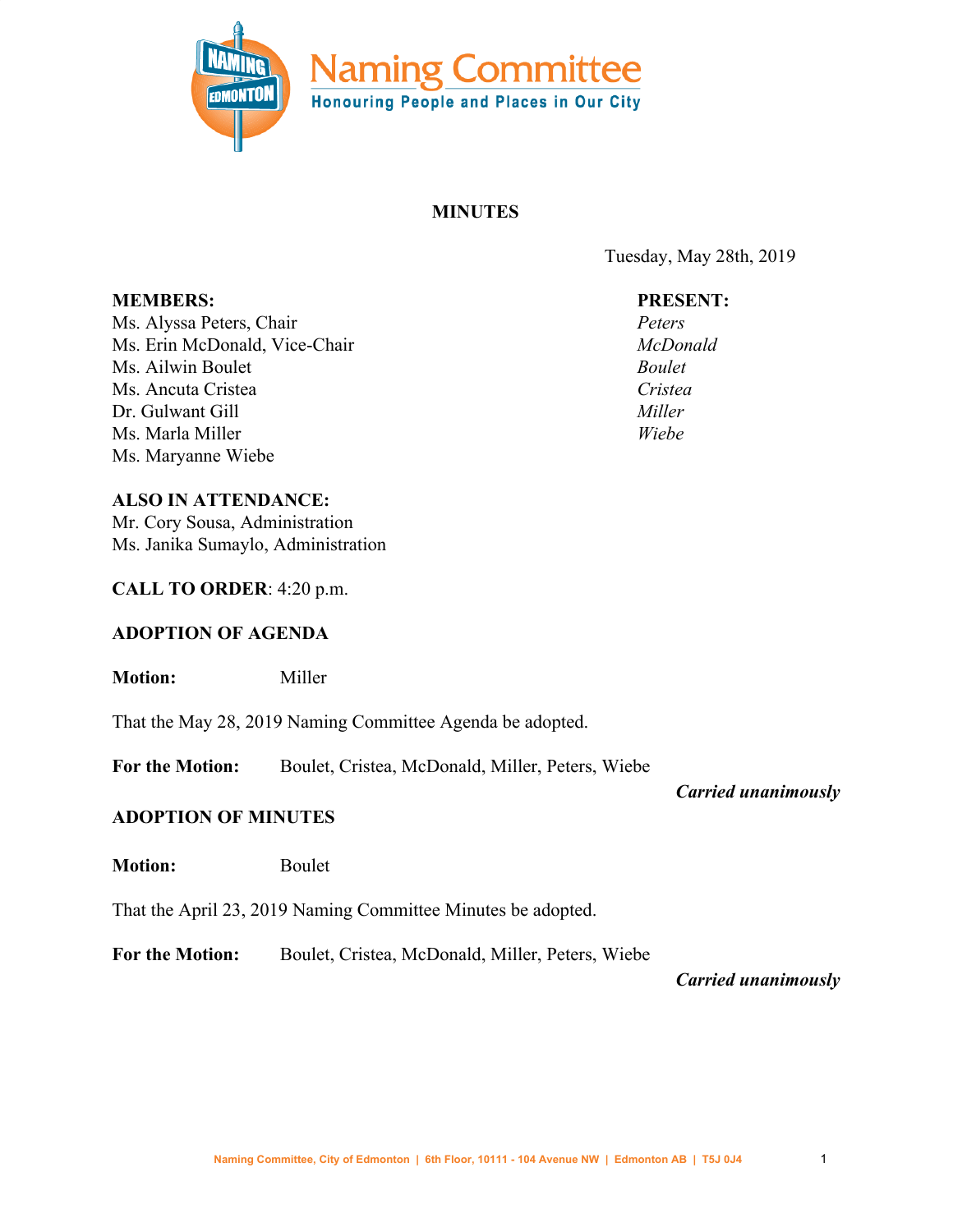# Naming Committee

**Honouring People and Places in Our City**

## MINUTES

Tuesday, May 28th, 2019

| **MEMBERS:** | **PRESENT:** |
|---|---|
| Ms. Alyssa Peters, Chair | *Peters* |
| Ms. Erin McDonald, Vice-Chair | *McDonald* |
| Ms. Ailwin Boulet | *Boulet* |
| Ms. Ancuta Cristea | *Cristea* |
| Dr. Gulwant Gill | |
| Ms. Marla Miller | *Miller* |
| Ms. Maryanne Wiebe | *Wiebe* |

**ALSO IN ATTENDANCE:**
Mr. Cory Sousa, Administration
Ms. Janika Sumaylo, Administration

**CALL TO ORDER**: 4:20 p.m.

**ADOPTION OF AGENDA**

**Motion:** Miller

That the May 28, 2019 Naming Committee Agenda be adopted.

**For the Motion:** Boulet, Cristea, McDonald, Miller, Peters, Wiebe

***Carried unanimously***

**ADOPTION OF MINUTES**

**Motion:** Boulet

That the April 23, 2019 Naming Committee Minutes be adopted.

**For the Motion:** Boulet, Cristea, McDonald, Miller, Peters, Wiebe

***Carried unanimously***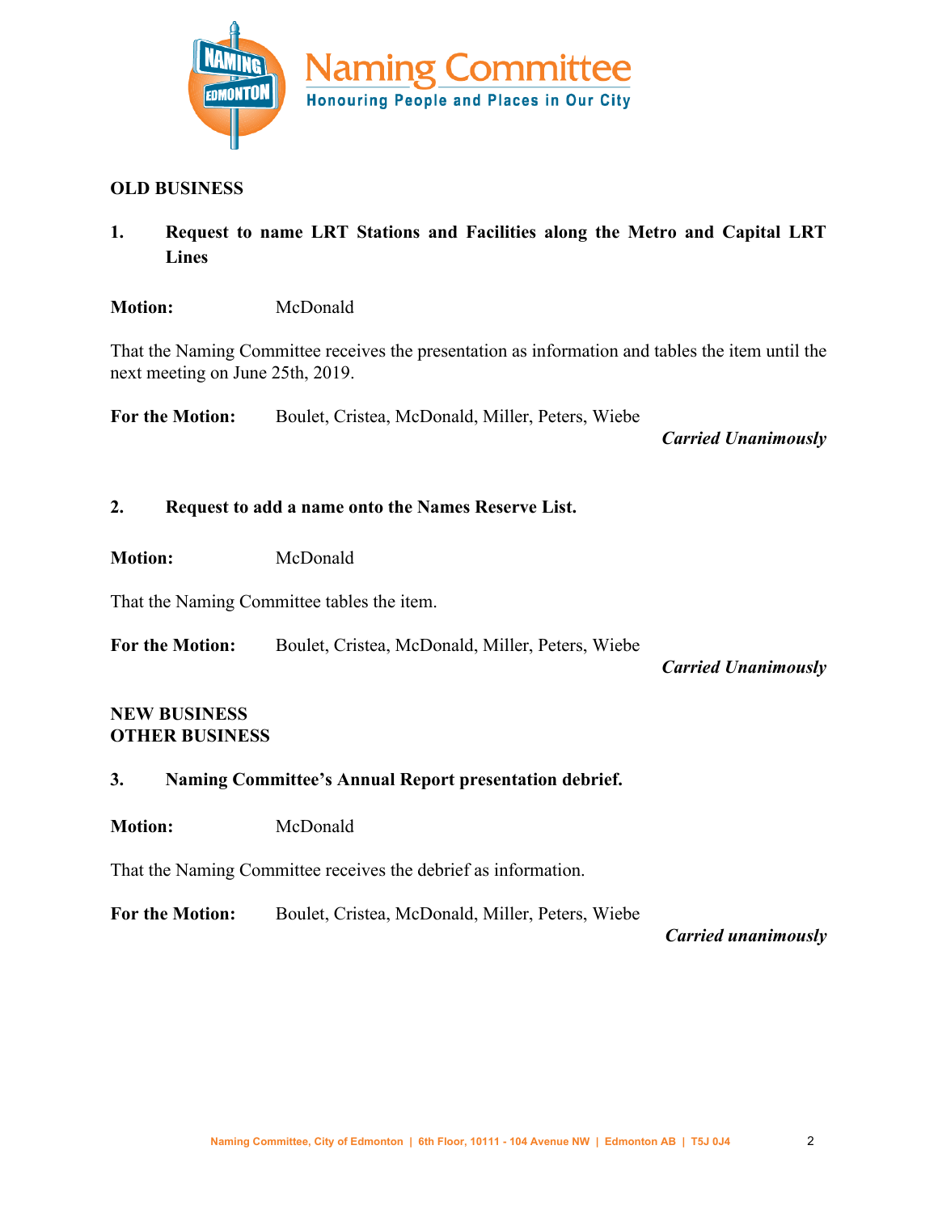## OLD BUSINESS

### 1. Request to name LRT Stations and Facilities along the Metro and Capital LRT Lines

**Motion:** McDonald

That the Naming Committee receives the presentation as information and tables the item until the next meeting on June 25th, 2019.

**For the Motion:** Boulet, Cristea, McDonald, Miller, Peters, Wiebe

***Carried Unanimously***

### 2. Request to add a name onto the Names Reserve List.

**Motion:** McDonald

That the Naming Committee tables the item.

**For the Motion:** Boulet, Cristea, McDonald, Miller, Peters, Wiebe

***Carried Unanimously***

## NEW BUSINESS

## OTHER BUSINESS

### 3. Naming Committee's Annual Report presentation debrief.

**Motion:** McDonald

That the Naming Committee receives the debrief as information.

**For the Motion:** Boulet, Cristea, McDonald, Miller, Peters, Wiebe

***Carried unanimously***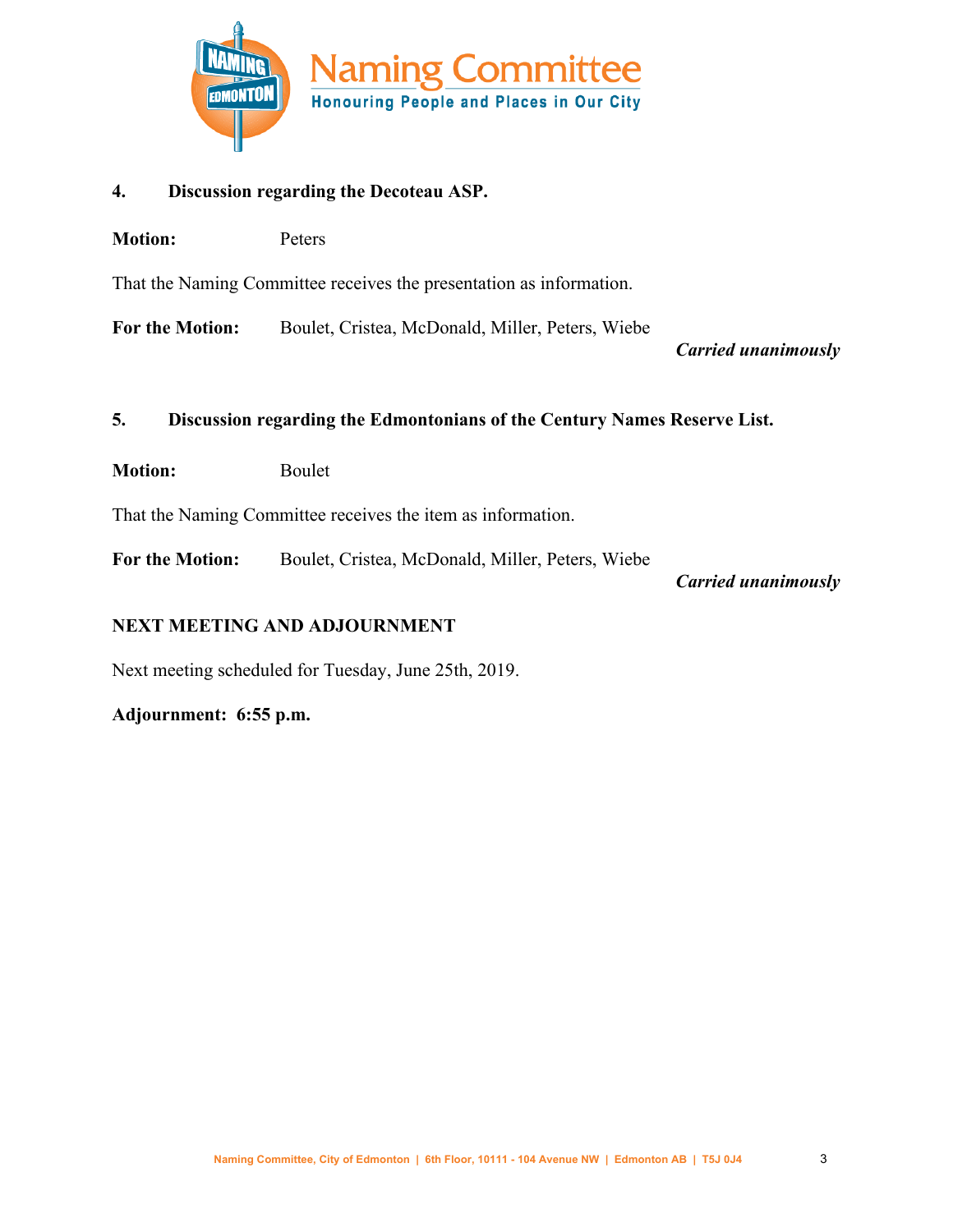**4. Discussion regarding the Decoteau ASP.**

**Motion:** Peters

That the Naming Committee receives the presentation as information.

**For the Motion:** Boulet, Cristea, McDonald, Miller, Peters, Wiebe

***Carried unanimously***

**5. Discussion regarding the Edmontonians of the Century Names Reserve List.**

**Motion:** Boulet

That the Naming Committee receives the item as information.

**For the Motion:** Boulet, Cristea, McDonald, Miller, Peters, Wiebe

***Carried unanimously***

**NEXT MEETING AND ADJOURNMENT**

Next meeting scheduled for Tuesday, June 25th, 2019.

**Adjournment: 6:55 p.m.**